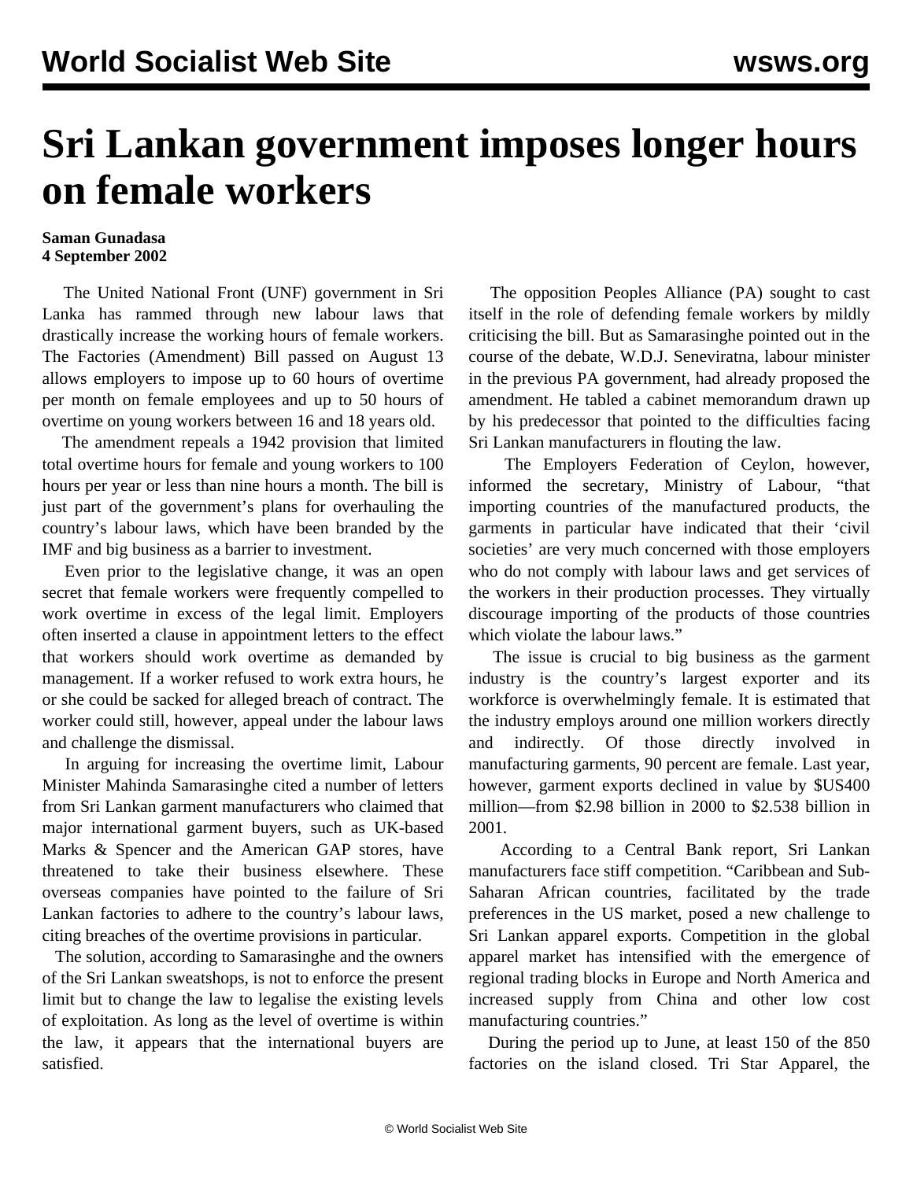# Sri Lankan government imposes longer hours on female workers

**Saman Gunadasa**
**4 September 2002**

The United National Front (UNF) government in Sri Lanka has rammed through new labour laws that drastically increase the working hours of female workers. The Factories (Amendment) Bill passed on August 13 allows employers to impose up to 60 hours of overtime per month on female employees and up to 50 hours of overtime on young workers between 16 and 18 years old.

The amendment repeals a 1942 provision that limited total overtime hours for female and young workers to 100 hours per year or less than nine hours a month. The bill is just part of the government's plans for overhauling the country's labour laws, which have been branded by the IMF and big business as a barrier to investment.

Even prior to the legislative change, it was an open secret that female workers were frequently compelled to work overtime in excess of the legal limit. Employers often inserted a clause in appointment letters to the effect that workers should work overtime as demanded by management. If a worker refused to work extra hours, he or she could be sacked for alleged breach of contract. The worker could still, however, appeal under the labour laws and challenge the dismissal.

In arguing for increasing the overtime limit, Labour Minister Mahinda Samarasinghe cited a number of letters from Sri Lankan garment manufacturers who claimed that major international garment buyers, such as UK-based Marks & Spencer and the American GAP stores, have threatened to take their business elsewhere. These overseas companies have pointed to the failure of Sri Lankan factories to adhere to the country's labour laws, citing breaches of the overtime provisions in particular.

The solution, according to Samarasinghe and the owners of the Sri Lankan sweatshops, is not to enforce the present limit but to change the law to legalise the existing levels of exploitation. As long as the level of overtime is within the law, it appears that the international buyers are satisfied.

The opposition Peoples Alliance (PA) sought to cast itself in the role of defending female workers by mildly criticising the bill. But as Samarasinghe pointed out in the course of the debate, W.D.J. Seneviratna, labour minister in the previous PA government, had already proposed the amendment. He tabled a cabinet memorandum drawn up by his predecessor that pointed to the difficulties facing Sri Lankan manufacturers in flouting the law.

The Employers Federation of Ceylon, however, informed the secretary, Ministry of Labour, "that importing countries of the manufactured products, the garments in particular have indicated that their 'civil societies' are very much concerned with those employers who do not comply with labour laws and get services of the workers in their production processes. They virtually discourage importing of the products of those countries which violate the labour laws."

The issue is crucial to big business as the garment industry is the country's largest exporter and its workforce is overwhelmingly female. It is estimated that the industry employs around one million workers directly and indirectly. Of those directly involved in manufacturing garments, 90 percent are female. Last year, however, garment exports declined in value by $US400 million—from $2.98 billion in 2000 to $2.538 billion in 2001.

According to a Central Bank report, Sri Lankan manufacturers face stiff competition. "Caribbean and Sub-Saharan African countries, facilitated by the trade preferences in the US market, posed a new challenge to Sri Lankan apparel exports. Competition in the global apparel market has intensified with the emergence of regional trading blocks in Europe and North America and increased supply from China and other low cost manufacturing countries."

During the period up to June, at least 150 of the 850 factories on the island closed. Tri Star Apparel, the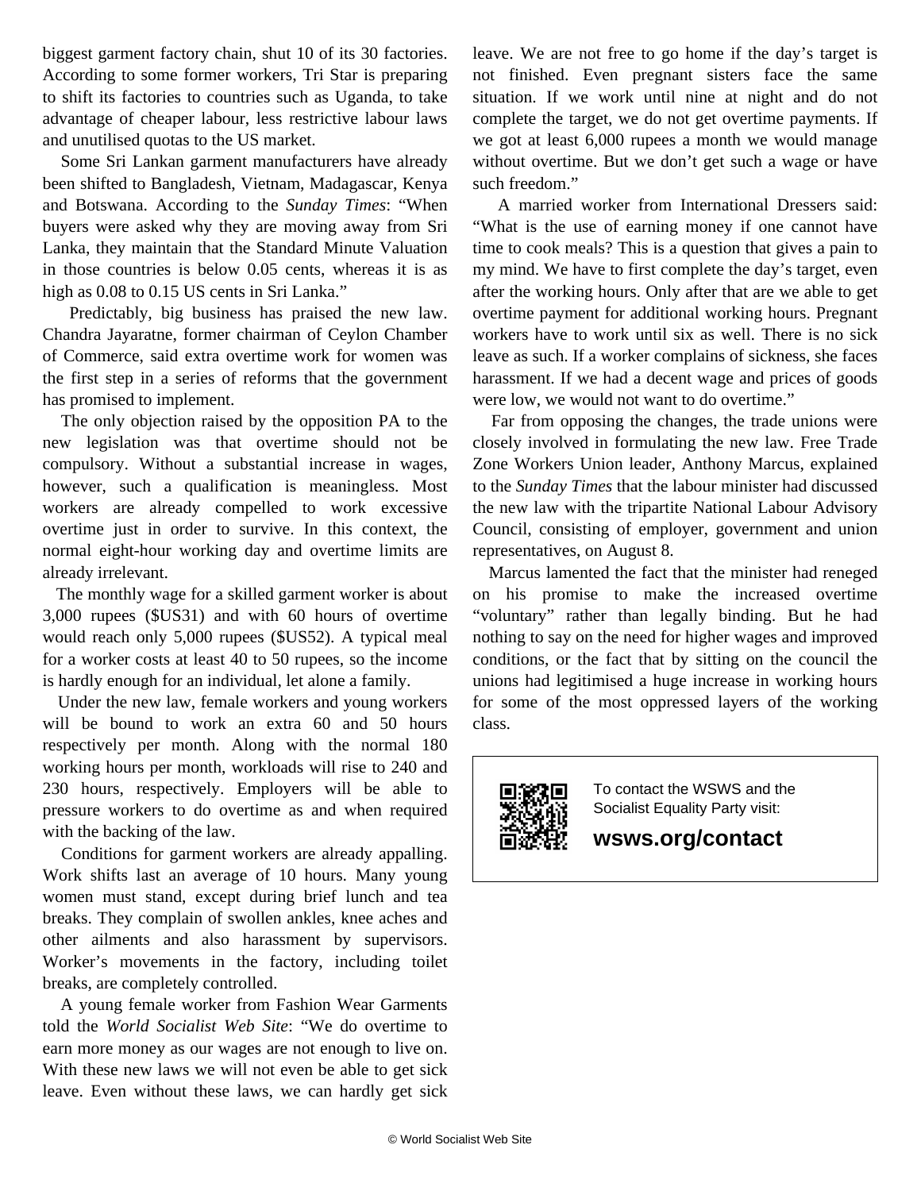biggest garment factory chain, shut 10 of its 30 factories. According to some former workers, Tri Star is preparing to shift its factories to countries such as Uganda, to take advantage of cheaper labour, less restrictive labour laws and unutilised quotas to the US market.

Some Sri Lankan garment manufacturers have already been shifted to Bangladesh, Vietnam, Madagascar, Kenya and Botswana. According to the *Sunday Times*: "When buyers were asked why they are moving away from Sri Lanka, they maintain that the Standard Minute Valuation in those countries is below 0.05 cents, whereas it is as high as 0.08 to 0.15 US cents in Sri Lanka."

Predictably, big business has praised the new law. Chandra Jayaratne, former chairman of Ceylon Chamber of Commerce, said extra overtime work for women was the first step in a series of reforms that the government has promised to implement.

The only objection raised by the opposition PA to the new legislation was that overtime should not be compulsory. Without a substantial increase in wages, however, such a qualification is meaningless. Most workers are already compelled to work excessive overtime just in order to survive. In this context, the normal eight-hour working day and overtime limits are already irrelevant.

The monthly wage for a skilled garment worker is about 3,000 rupees ($US31) and with 60 hours of overtime would reach only 5,000 rupees ($US52). A typical meal for a worker costs at least 40 to 50 rupees, so the income is hardly enough for an individual, let alone a family.

Under the new law, female workers and young workers will be bound to work an extra 60 and 50 hours respectively per month. Along with the normal 180 working hours per month, workloads will rise to 240 and 230 hours, respectively. Employers will be able to pressure workers to do overtime as and when required with the backing of the law.

Conditions for garment workers are already appalling. Work shifts last an average of 10 hours. Many young women must stand, except during brief lunch and tea breaks. They complain of swollen ankles, knee aches and other ailments and also harassment by supervisors. Worker's movements in the factory, including toilet breaks, are completely controlled.

A young female worker from Fashion Wear Garments told the *World Socialist Web Site*: "We do overtime to earn more money as our wages are not enough to live on. With these new laws we will not even be able to get sick leave. Even without these laws, we can hardly get sick leave. We are not free to go home if the day's target is not finished. Even pregnant sisters face the same situation. If we work until nine at night and do not complete the target, we do not get overtime payments. If we got at least 6,000 rupees a month we would manage without overtime. But we don't get such a wage or have such freedom."

A married worker from International Dressers said: "What is the use of earning money if one cannot have time to cook meals? This is a question that gives a pain to my mind. We have to first complete the day's target, even after the working hours. Only after that are we able to get overtime payment for additional working hours. Pregnant workers have to work until six as well. There is no sick leave as such. If a worker complains of sickness, she faces harassment. If we had a decent wage and prices of goods were low, we would not want to do overtime."

Far from opposing the changes, the trade unions were closely involved in formulating the new law. Free Trade Zone Workers Union leader, Anthony Marcus, explained to the *Sunday Times* that the labour minister had discussed the new law with the tripartite National Labour Advisory Council, consisting of employer, government and union representatives, on August 8.

Marcus lamented the fact that the minister had reneged on his promise to make the increased overtime "voluntary" rather than legally binding. But he had nothing to say on the need for higher wages and improved conditions, or the fact that by sitting on the council the unions had legitimised a huge increase in working hours for some of the most oppressed layers of the working class.

To contact the WSWS and the Socialist Equality Party visit:

**wsws.org/contact**